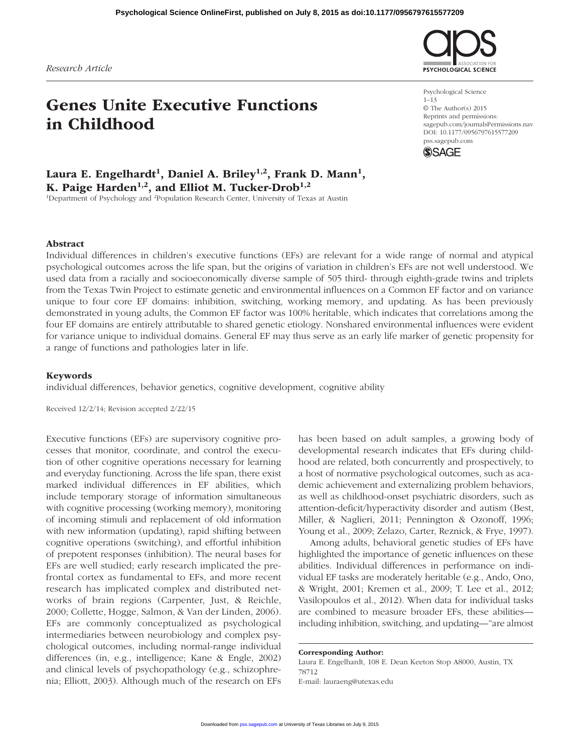Research Article

# Genes Unite Executive Functions in Childhood

Psychological Science
1–13
© The Author(s) 2015
Reprints and permissions: sagepub.com/journalsPermissions.nav
DOI: 10.1177/0956797615577209
pss.sagepub.com

**Laura E. Engelhardt[1], Daniel A. Briley[1,2], Frank D. Mann[1], K. Paige Harden[1,2], and Elliot M. Tucker-Drob[1,2]**

[1]Department of Psychology and [2]Population Research Center, University of Texas at Austin

## Abstract

Individual differences in children's executive functions (EFs) are relevant for a wide range of normal and atypical psychological outcomes across the life span, but the origins of variation in children's EFs are not well understood. We used data from a racially and socioeconomically diverse sample of 505 third- through eighth-grade twins and triplets from the Texas Twin Project to estimate genetic and environmental influences on a Common EF factor and on variance unique to four core EF domains: inhibition, switching, working memory, and updating. As has been previously demonstrated in young adults, the Common EF factor was 100% heritable, which indicates that correlations among the four EF domains are entirely attributable to shared genetic etiology. Nonshared environmental influences were evident for variance unique to individual domains. General EF may thus serve as an early life marker of genetic propensity for a range of functions and pathologies later in life.

## Keywords

individual differences, behavior genetics, cognitive development, cognitive ability

Received 12/2/14; Revision accepted 2/22/15

Executive functions (EFs) are supervisory cognitive processes that monitor, coordinate, and control the execution of other cognitive operations necessary for learning and everyday functioning. Across the life span, there exist marked individual differences in EF abilities, which include temporary storage of information simultaneous with cognitive processing (working memory), monitoring of incoming stimuli and replacement of old information with new information (updating), rapid shifting between cognitive operations (switching), and effortful inhibition of prepotent responses (inhibition). The neural bases for EFs are well studied; early research implicated the prefrontal cortex as fundamental to EFs, and more recent research has implicated complex and distributed networks of brain regions (Carpenter, Just, & Reichle, 2000; Collette, Hogge, Salmon, & Van der Linden, 2006). EFs are commonly conceptualized as psychological intermediaries between neurobiology and complex psychological outcomes, including normal-range individual differences (in, e.g., intelligence; Kane & Engle, 2002) and clinical levels of psychopathology (e.g., schizophrenia; Elliott, 2003). Although much of the research on EFs has been based on adult samples, a growing body of developmental research indicates that EFs during childhood are related, both concurrently and prospectively, to a host of normative psychological outcomes, such as academic achievement and externalizing problem behaviors, as well as childhood-onset psychiatric disorders, such as attention-deficit/hyperactivity disorder and autism (Best, Miller, & Naglieri, 2011; Pennington & Ozonoff, 1996; Young et al., 2009; Zelazo, Carter, Reznick, & Frye, 1997).

Among adults, behavioral genetic studies of EFs have highlighted the importance of genetic influences on these abilities. Individual differences in performance on individual EF tasks are moderately heritable (e.g., Ando, Ono, & Wright, 2001; Kremen et al., 2009; T. Lee et al., 2012; Vasilopoulos et al., 2012). When data for individual tasks are combined to measure broader EFs, these abilities—including inhibition, switching, and updating—"are almost

**Corresponding Author:**
Laura E. Engelhardt, 108 E. Dean Keeton Stop A8000, Austin, TX 78712
E-mail: lauraeng@utexas.edu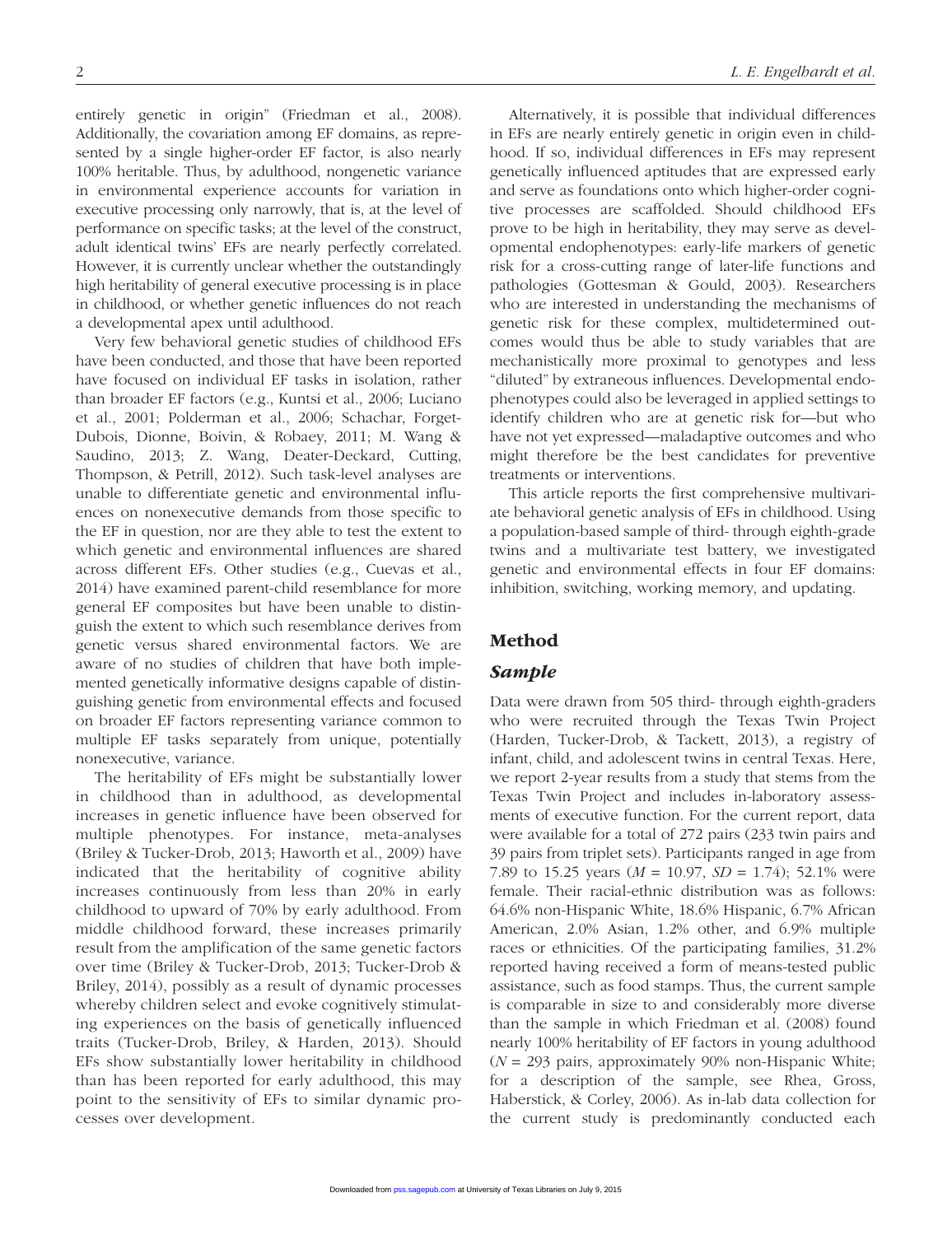entirely genetic in origin" (Friedman et al., 2008). Additionally, the covariation among EF domains, as represented by a single higher-order EF factor, is also nearly 100% heritable. Thus, by adulthood, nongenetic variance in environmental experience accounts for variation in executive processing only narrowly, that is, at the level of performance on specific tasks; at the level of the construct, adult identical twins' EFs are nearly perfectly correlated. However, it is currently unclear whether the outstandingly high heritability of general executive processing is in place in childhood, or whether genetic influences do not reach a developmental apex until adulthood.

Very few behavioral genetic studies of childhood EFs have been conducted, and those that have been reported have focused on individual EF tasks in isolation, rather than broader EF factors (e.g., Kuntsi et al., 2006; Luciano et al., 2001; Polderman et al., 2006; Schachar, Forget-Dubois, Dionne, Boivin, & Robaey, 2011; M. Wang & Saudino, 2013; Z. Wang, Deater-Deckard, Cutting, Thompson, & Petrill, 2012). Such task-level analyses are unable to differentiate genetic and environmental influences on nonexecutive demands from those specific to the EF in question, nor are they able to test the extent to which genetic and environmental influences are shared across different EFs. Other studies (e.g., Cuevas et al., 2014) have examined parent-child resemblance for more general EF composites but have been unable to distinguish the extent to which such resemblance derives from genetic versus shared environmental factors. We are aware of no studies of children that have both implemented genetically informative designs capable of distinguishing genetic from environmental effects and focused on broader EF factors representing variance common to multiple EF tasks separately from unique, potentially nonexecutive, variance.

The heritability of EFs might be substantially lower in childhood than in adulthood, as developmental increases in genetic influence have been observed for multiple phenotypes. For instance, meta-analyses (Briley & Tucker-Drob, 2013; Haworth et al., 2009) have indicated that the heritability of cognitive ability increases continuously from less than 20% in early childhood to upward of 70% by early adulthood. From middle childhood forward, these increases primarily result from the amplification of the same genetic factors over time (Briley & Tucker-Drob, 2013; Tucker-Drob & Briley, 2014), possibly as a result of dynamic processes whereby children select and evoke cognitively stimulating experiences on the basis of genetically influenced traits (Tucker-Drob, Briley, & Harden, 2013). Should EFs show substantially lower heritability in childhood than has been reported for early adulthood, this may point to the sensitivity of EFs to similar dynamic processes over development.

Alternatively, it is possible that individual differences in EFs are nearly entirely genetic in origin even in childhood. If so, individual differences in EFs may represent genetically influenced aptitudes that are expressed early and serve as foundations onto which higher-order cognitive processes are scaffolded. Should childhood EFs prove to be high in heritability, they may serve as developmental endophenotypes: early-life markers of genetic risk for a cross-cutting range of later-life functions and pathologies (Gottesman & Gould, 2003). Researchers who are interested in understanding the mechanisms of genetic risk for these complex, multidetermined outcomes would thus be able to study variables that are mechanistically more proximal to genotypes and less "diluted" by extraneous influences. Developmental endophenotypes could also be leveraged in applied settings to identify children who are at genetic risk for—but who have not yet expressed—maladaptive outcomes and who might therefore be the best candidates for preventive treatments or interventions.

This article reports the first comprehensive multivariate behavioral genetic analysis of EFs in childhood. Using a population-based sample of third- through eighth-grade twins and a multivariate test battery, we investigated genetic and environmental effects in four EF domains: inhibition, switching, working memory, and updating.

## Method

### *Sample*

Data were drawn from 505 third- through eighth-graders who were recruited through the Texas Twin Project (Harden, Tucker-Drob, & Tackett, 2013), a registry of infant, child, and adolescent twins in central Texas. Here, we report 2-year results from a study that stems from the Texas Twin Project and includes in-laboratory assessments of executive function. For the current report, data were available for a total of 272 pairs (233 twin pairs and 39 pairs from triplet sets). Participants ranged in age from 7.89 to 15.25 years ($M$ = 10.97, $SD$ = 1.74); 52.1% were female. Their racial-ethnic distribution was as follows: 64.6% non-Hispanic White, 18.6% Hispanic, 6.7% African American, 2.0% Asian, 1.2% other, and 6.9% multiple races or ethnicities. Of the participating families, 31.2% reported having received a form of means-tested public assistance, such as food stamps. Thus, the current sample is comparable in size to and considerably more diverse than the sample in which Friedman et al. (2008) found nearly 100% heritability of EF factors in young adulthood ($N$ = 293 pairs, approximately 90% non-Hispanic White; for a description of the sample, see Rhea, Gross, Haberstick, & Corley, 2006). As in-lab data collection for the current study is predominantly conducted each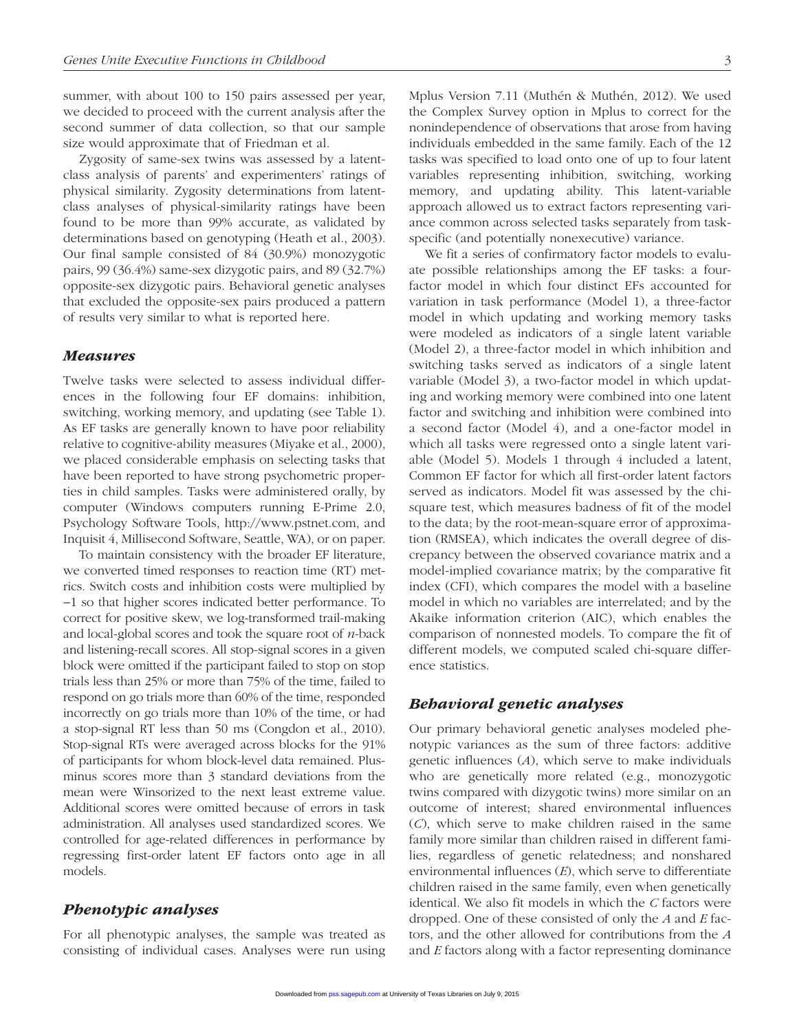summer, with about 100 to 150 pairs assessed per year, we decided to proceed with the current analysis after the second summer of data collection, so that our sample size would approximate that of Friedman et al.

Zygosity of same-sex twins was assessed by a latent-class analysis of parents' and experimenters' ratings of physical similarity. Zygosity determinations from latent-class analyses of physical-similarity ratings have been found to be more than 99% accurate, as validated by determinations based on genotyping (Heath et al., 2003). Our final sample consisted of 84 (30.9%) monozygotic pairs, 99 (36.4%) same-sex dizygotic pairs, and 89 (32.7%) opposite-sex dizygotic pairs. Behavioral genetic analyses that excluded the opposite-sex pairs produced a pattern of results very similar to what is reported here.

## *Measures*

Twelve tasks were selected to assess individual differences in the following four EF domains: inhibition, switching, working memory, and updating (see Table 1). As EF tasks are generally known to have poor reliability relative to cognitive-ability measures (Miyake et al., 2000), we placed considerable emphasis on selecting tasks that have been reported to have strong psychometric properties in child samples. Tasks were administered orally, by computer (Windows computers running E-Prime 2.0, Psychology Software Tools, http://www.pstnet.com, and Inquisit 4, Millisecond Software, Seattle, WA), or on paper.

To maintain consistency with the broader EF literature, we converted timed responses to reaction time (RT) metrics. Switch costs and inhibition costs were multiplied by −1 so that higher scores indicated better performance. To correct for positive skew, we log-transformed trail-making and local-global scores and took the square root of *n*-back and listening-recall scores. All stop-signal scores in a given block were omitted if the participant failed to stop on stop trials less than 25% or more than 75% of the time, failed to respond on go trials more than 60% of the time, responded incorrectly on go trials more than 10% of the time, or had a stop-signal RT less than 50 ms (Congdon et al., 2010). Stop-signal RTs were averaged across blocks for the 91% of participants for whom block-level data remained. Plus-minus scores more than 3 standard deviations from the mean were Winsorized to the next least extreme value. Additional scores were omitted because of errors in task administration. All analyses used standardized scores. We controlled for age-related differences in performance by regressing first-order latent EF factors onto age in all models.

## *Phenotypic analyses*

For all phenotypic analyses, the sample was treated as consisting of individual cases. Analyses were run using Mplus Version 7.11 (Muthén & Muthén, 2012). We used the Complex Survey option in Mplus to correct for the nonindependence of observations that arose from having individuals embedded in the same family. Each of the 12 tasks was specified to load onto one of up to four latent variables representing inhibition, switching, working memory, and updating ability. This latent-variable approach allowed us to extract factors representing variance common across selected tasks separately from task-specific (and potentially nonexecutive) variance.

We fit a series of confirmatory factor models to evaluate possible relationships among the EF tasks: a four-factor model in which four distinct EFs accounted for variation in task performance (Model 1), a three-factor model in which updating and working memory tasks were modeled as indicators of a single latent variable (Model 2), a three-factor model in which inhibition and switching tasks served as indicators of a single latent variable (Model 3), a two-factor model in which updating and working memory were combined into one latent factor and switching and inhibition were combined into a second factor (Model 4), and a one-factor model in which all tasks were regressed onto a single latent variable (Model 5). Models 1 through 4 included a latent, Common EF factor for which all first-order latent factors served as indicators. Model fit was assessed by the chi-square test, which measures badness of fit of the model to the data; by the root-mean-square error of approximation (RMSEA), which indicates the overall degree of discrepancy between the observed covariance matrix and a model-implied covariance matrix; by the comparative fit index (CFI), which compares the model with a baseline model in which no variables are interrelated; and by the Akaike information criterion (AIC), which enables the comparison of nonnested models. To compare the fit of different models, we computed scaled chi-square difference statistics.

## *Behavioral genetic analyses*

Our primary behavioral genetic analyses modeled phenotypic variances as the sum of three factors: additive genetic influences (*A*), which serve to make individuals who are genetically more related (e.g., monozygotic twins compared with dizygotic twins) more similar on an outcome of interest; shared environmental influences (*C*), which serve to make children raised in the same family more similar than children raised in different families, regardless of genetic relatedness; and nonshared environmental influences (*E*), which serve to differentiate children raised in the same family, even when genetically identical. We also fit models in which the *C* factors were dropped. One of these consisted of only the *A* and *E* factors, and the other allowed for contributions from the *A* and *E* factors along with a factor representing dominance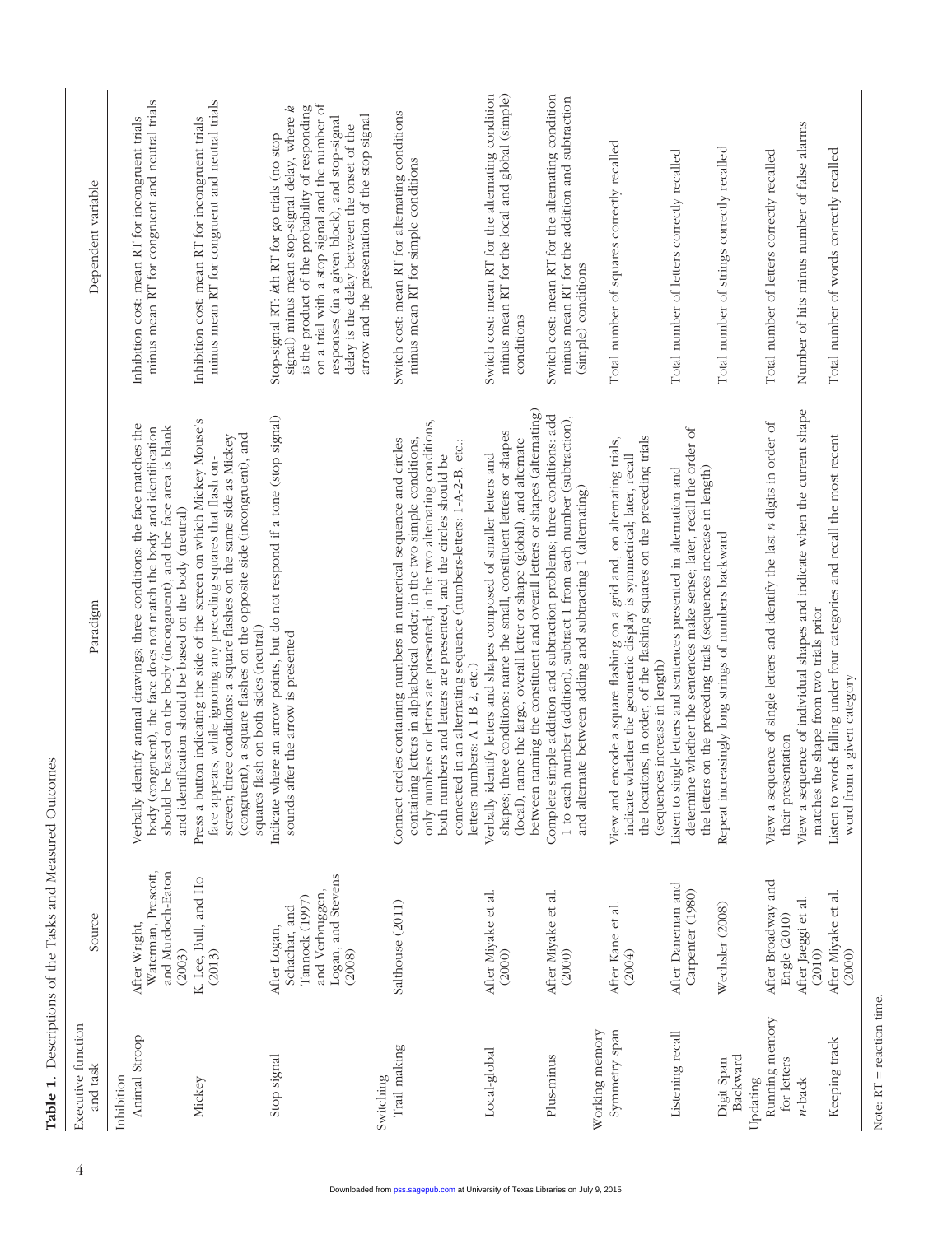**Table 1.** Descriptions of the Tasks and Measured Outcomes

| Executive function and task | Source | Paradigm | Dependent variable |
|---|---|---|---|
| Inhibition | | | |
| Animal Stroop | After Wright, Waterman, Prescott, and Murdoch-Eaton (2003) | Verbally identify animal drawings; three conditions: the face matches the body (congruent), the face does not match the body and identification should be based on the body (incongruent), and the face area is blank and identification should be based on the body (neutral) | Inhibition cost: mean RT for incongruent trials minus mean RT for congruent and neutral trials |
| Mickey | K. Lee, Bull, and Ho (2013) | Press a button indicating the side of the screen on which Mickey Mouse's face appears, while ignoring any preceding squares that flash on-screen; three conditions: a square flashes on the same side as Mickey (congruent), a square flashes on the opposite side (incongruent), and squares flash on both sides (neutral) | Inhibition cost: mean RT for incongruent trials minus mean RT for congruent and neutral trials |
| Stop signal | After Logan, Schachar, and Tannock (1997) and Verbruggen, Logan, and Stevens (2008) | Indicate where an arrow points, but do not respond if a tone (stop signal) sounds after the arrow is presented | Stop-signal RT: *k*th RT for go trials (no stop signal) minus mean stop-signal delay, where *k* is the product of the probability of responding on a trial with a stop signal and the number of responses (in a given block), and stop-signal delay is the delay between the onset of the arrow and the presentation of the stop signal |
| Switching | | | |
| Trail making | Salthouse (2011) | Connect circles containing numbers in numerical sequence and circles containing letters in alphabetical order; in the two simple conditions, only numbers or letters are presented; in the two alternating conditions, both numbers and letters are presented, and the circles should be connected in an alternating sequence (numbers-letters: 1-A-2-B, etc.; letters-numbers: A-1-B-2, etc.) | Switch cost: mean RT for alternating conditions minus mean RT for simple conditions |
| Local-global | After Miyake et al. (2000) | Verbally identify letters and shapes composed of smaller letters and shapes; three conditions: name the small, constituent letters or shapes (local), name the large, overall letter or shape (global), and alternate between naming the constituent and overall letters or shapes (alternating) | Switch cost: mean RT for the alternating condition minus mean RT for the local and global (simple) conditions |
| Plus-minus | After Miyake et al. (2000) | Complete simple addition and subtraction problems; three conditions: add 1 to each number (addition), subtract 1 from each number (subtraction), and alternate between adding and subtracting 1 (alternating) | Switch cost: mean RT for the alternating condition minus mean RT for the addition and subtraction (simple) conditions |
| Working memory | | | |
| Symmetry span | After Kane et al. (2004) | View and encode a square flashing on a grid and, on alternating trials, indicate whether the geometric display is symmetrical; later, recall the locations, in order, of the flashing squares on the preceding trials (sequences increase in length) | Total number of squares correctly recalled |
| Listening recall | After Daneman and Carpenter (1980) | Listen to single letters and sentences presented in alternation and determine whether the sentences make sense; later, recall the order of the letters on the preceding trials (sequences increase in length) | Total number of letters correctly recalled |
| Digit Span Backward | Wechsler (2008) | Repeat increasingly long strings of numbers backward | Total number of strings correctly recalled |
| Updating | | | |
| Running memory for letters | After Broadway and Engle (2010) | View a sequence of single letters and identify the last *n* digits in order of their presentation | Total number of letters correctly recalled |
| *n*-back | After Jaeggi et al. (2010) | View a sequence of individual shapes and indicate when the current shape matches the shape from two trials prior | Number of hits minus number of false alarms |
| Keeping track | After Miyake et al. (2000) | Listen to words falling under four categories and recall the most recent word from a given category | Total number of words correctly recalled |

Note: RT = reaction time.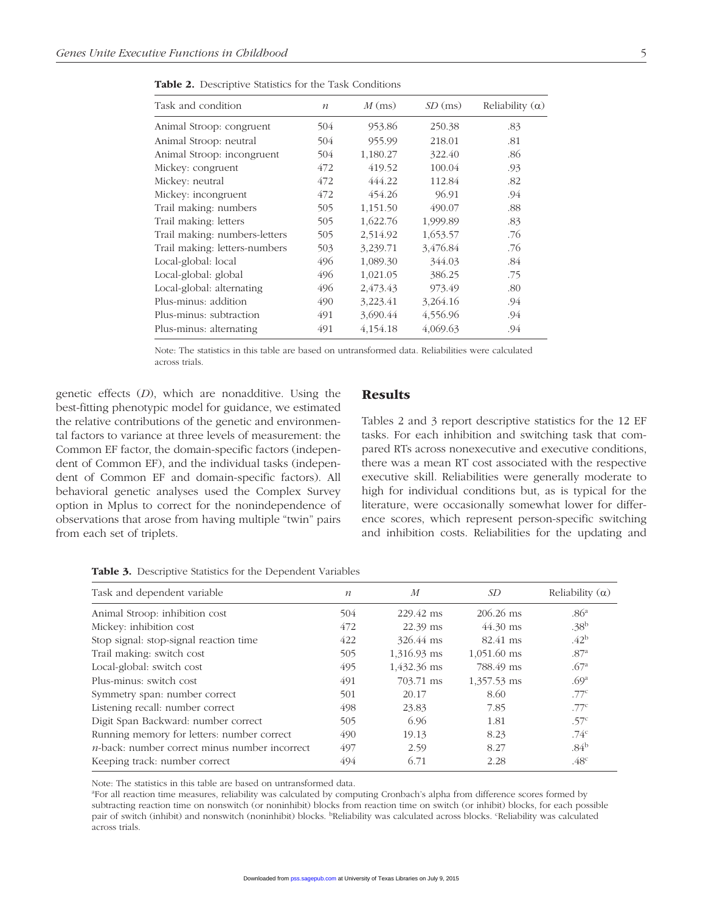**Table 2.** Descriptive Statistics for the Task Conditions

| Task and condition | $n$ | $M$ (ms) | $SD$ (ms) | Reliability (α) |
|---|---|---|---|---|
| Animal Stroop: congruent | 504 | 953.86 | 250.38 | .83 |
| Animal Stroop: neutral | 504 | 955.99 | 218.01 | .81 |
| Animal Stroop: incongruent | 504 | 1,180.27 | 322.40 | .86 |
| Mickey: congruent | 472 | 419.52 | 100.04 | .93 |
| Mickey: neutral | 472 | 444.22 | 112.84 | .82 |
| Mickey: incongruent | 472 | 454.26 | 96.91 | .94 |
| Trail making: numbers | 505 | 1,151.50 | 490.07 | .88 |
| Trail making: letters | 505 | 1,622.76 | 1,999.89 | .83 |
| Trail making: numbers-letters | 505 | 2,514.92 | 1,653.57 | .76 |
| Trail making: letters-numbers | 503 | 3,239.71 | 3,476.84 | .76 |
| Local-global: local | 496 | 1,089.30 | 344.03 | .84 |
| Local-global: global | 496 | 1,021.05 | 386.25 | .75 |
| Local-global: alternating | 496 | 2,473.43 | 973.49 | .80 |
| Plus-minus: addition | 490 | 3,223.41 | 3,264.16 | .94 |
| Plus-minus: subtraction | 491 | 3,690.44 | 4,556.96 | .94 |
| Plus-minus: alternating | 491 | 4,154.18 | 4,069.63 | .94 |

Note: The statistics in this table are based on untransformed data. Reliabilities were calculated across trials.

genetic effects ($D$), which are nonadditive. Using the best-fitting phenotypic model for guidance, we estimated the relative contributions of the genetic and environmental factors to variance at three levels of measurement: the Common EF factor, the domain-specific factors (independent of Common EF), and the individual tasks (independent of Common EF and domain-specific factors). All behavioral genetic analyses used the Complex Survey option in Mplus to correct for the nonindependence of observations that arose from having multiple "twin" pairs from each set of triplets.

## Results

Tables 2 and 3 report descriptive statistics for the 12 EF tasks. For each inhibition and switching task that compared RTs across nonexecutive and executive conditions, there was a mean RT cost associated with the respective executive skill. Reliabilities were generally moderate to high for individual conditions but, as is typical for the literature, were occasionally somewhat lower for difference scores, which represent person-specific switching and inhibition costs. Reliabilities for the updating and

**Table 3.** Descriptive Statistics for the Dependent Variables

| Task and dependent variable | $n$ | $M$ | $SD$ | Reliability (α) |
|---|---|---|---|---|
| Animal Stroop: inhibition cost | 504 | 229.42 ms | 206.26 ms | .86[a] |
| Mickey: inhibition cost | 472 | 22.39 ms | 44.30 ms | .38[b] |
| Stop signal: stop-signal reaction time | 422 | 326.44 ms | 82.41 ms | .42[b] |
| Trail making: switch cost | 505 | 1,316.93 ms | 1,051.60 ms | .87[a] |
| Local-global: switch cost | 495 | 1,432.36 ms | 788.49 ms | .67[a] |
| Plus-minus: switch cost | 491 | 703.71 ms | 1,357.53 ms | .69[a] |
| Symmetry span: number correct | 501 | 20.17 | 8.60 | .77[c] |
| Listening recall: number correct | 498 | 23.83 | 7.85 | .77[c] |
| Digit Span Backward: number correct | 505 | 6.96 | 1.81 | .57[c] |
| Running memory for letters: number correct | 490 | 19.13 | 8.23 | .74[c] |
| *n*-back: number correct minus number incorrect | 497 | 2.59 | 8.27 | .84[b] |
| Keeping track: number correct | 494 | 6.71 | 2.28 | .48[c] |

Note: The statistics in this table are based on untransformed data.
[a]For all reaction time measures, reliability was calculated by computing Cronbach's alpha from difference scores formed by subtracting reaction time on nonswitch (or noninhibit) blocks from reaction time on switch (or inhibit) blocks, for each possible pair of switch (inhibit) and nonswitch (noninhibit) blocks. [b]Reliability was calculated across blocks. [c]Reliability was calculated across trials.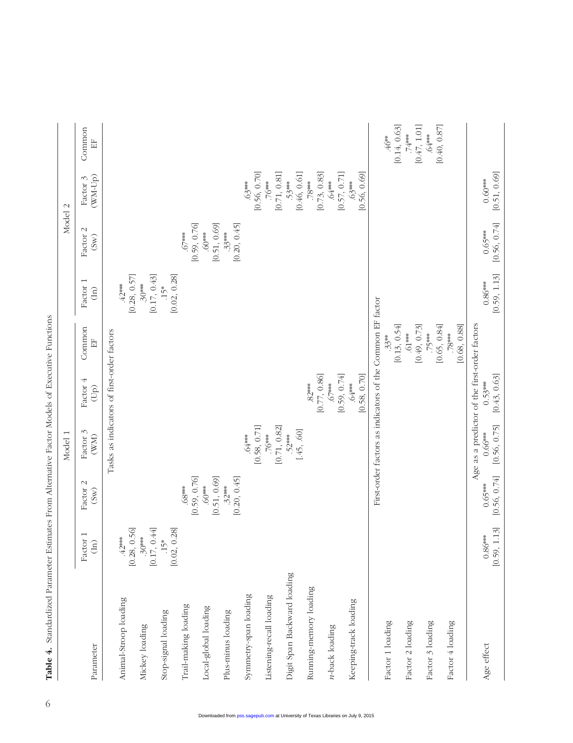**Table 4.** Standardized Parameter Estimates From Alternative Factor Models of Executive Functions

| Parameter | Model 1 | | | | | Model 2 | | | |
|---|---|---|---|---|---|---|---|---|---|
| | Factor 1 (In) | Factor 2 (Sw) | Factor 3 (WM) | Factor 4 (Up) | Common EF | Factor 1 (In) | Factor 2 (Sw) | Factor 3 (WM-Up) | Common EF |
| *Tasks as indicators of first-order factors* | | | | | | | | | |
| Animal-Stroop loading | .42*** [0.28, 0.56] | | | | | .42*** [0.28, 0.57] | | | |
| Mickey loading | .30*** [0.17, 0.44] | | | | | .30*** [0.17, 0.43] | | | |
| Stop-signal loading | .15* [0.02, 0.28] | | | | | .15* [0.02, 0.28] | | | |
| Trail-making loading | | .68*** [0.59, 0.76] | | | | | .67*** [0.59, 0.76] | | |
| Local-global loading | | .60*** [0.51, 0.69] | | | | | .60*** [0.51, 0.69] | | |
| Plus-minus loading | | .32*** [0.20, 0.45] | | | | | .33*** [0.20, 0.45] | | |
| Symmetry-span loading | | | .64*** [0.58, 0.71] | | | | | .63*** [0.56, 0.70] | |
| Listening-recall loading | | | .76*** [0.71, 0.82] | | | | | .76*** [0.71, 0.81] | |
| Digit Span Backward loading | | | .52*** [.45, .60] | | | | | .53*** [0.46, 0.61] | |
| Running-memory loading | | | | .82*** [0.77, 0.86] | | | | .78*** [0.73, 0.83] | |
| *n*-back loading | | | | .67*** [0.59, 0.74] | | | | .64*** [0.57, 0.71] | |
| Keeping-track loading | | | | .64*** [0.58, 0.70] | | | | .63*** [0.56, 0.69] | |
| *First-order factors as indicators of the Common EF factor* | | | | | | | | | |
| Factor 1 loading | | | | | .33** [0.13, 0.54] | | | | .46** [0.14, 0.63] |
| Factor 2 loading | | | | | .61*** [0.49, 0.73] | | | | .74*** [0.47, 1.01] |
| Factor 3 loading | | | | | .75*** [0.65, 0.84] | | | | .64*** [0.40, 0.87] |
| Factor 4 loading | | | | | .78*** [0.68, 0.88] | | | | |
| *Age as a predictor of the first-order factors* | | | | | | | | | |
| Age effect | 0.86*** [0.59, 1.13] | 0.65*** [0.56, 0.74] | 0.66*** [0.56, 0.75] | 0.53*** [0.43, 0.63] | | 0.86*** [0.59, 1.13] | 0.65*** [0.56, 0.74] | 0.60*** [0.51, 0.69] | |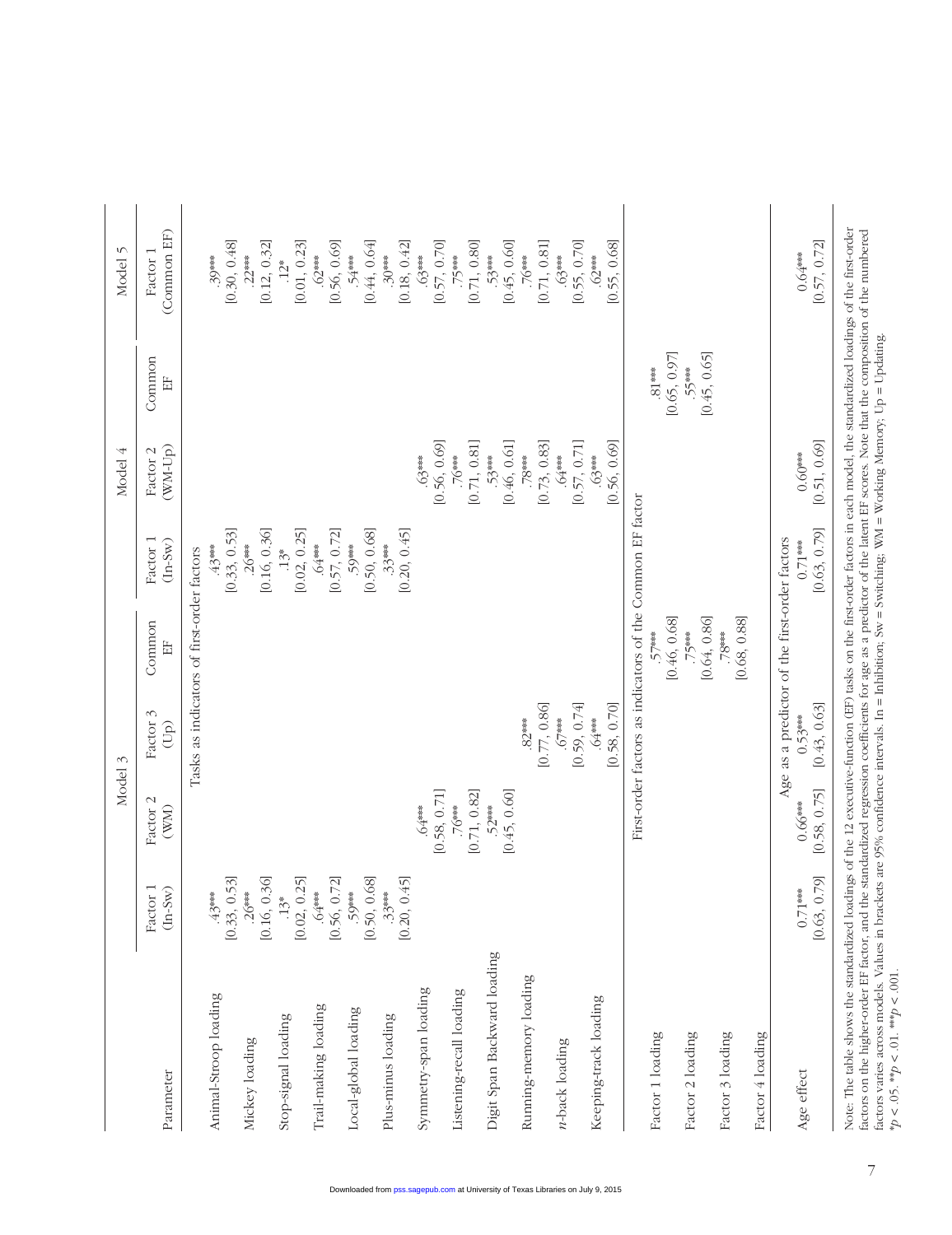| Parameter | Model 3 | | | | Model 4 | | | Model 5 |
|---|---|---|---|---|---|---|---|---|
| | Factor 1 (In-Sw) | Factor 2 (WM) | Factor 3 (Up) | Common EF | Factor 1 (In-Sw) | Factor 2 (WM-Up) | Common EF | Factor 1 (Common EF) |
| *Tasks as indicators of first-order factors* | | | | | | | | |
| Animal-Stroop loading | .43*** [0.33, 0.53] | | | | .43*** [0.33, 0.53] | | | .39*** [0.30, 0.48] |
| Mickey loading | .26*** [0.16, 0.36] | | | | .26*** [0.16, 0.36] | | | .22*** [0.12, 0.32] |
| Stop-signal loading | .13* [0.02, 0.25] | | | | .13* [0.02, 0.25] | | | .12* [0.01, 0.23] |
| Trail-making loading | .64*** [0.56, 0.72] | | | | .64*** [0.57, 0.72] | | | .62*** [0.56, 0.69] |
| Local-global loading | .59*** [0.50, 0.68] | | | | .59*** [0.50, 0.68] | | | .54*** [0.44, 0.64] |
| Plus-minus loading | .33*** [0.20, 0.45] | | | | .33*** [0.20, 0.45] | | | .30*** [0.18, 0.42] |
| Symmetry-span loading | | .64*** [0.58, 0.71] | | | | .63*** [0.56, 0.69] | | .63*** [0.57, 0.70] |
| Listening-recall loading | | .76*** [0.71, 0.82] | | | | .76*** [0.71, 0.81] | | .75*** [0.71, 0.80] |
| Digit Span Backward loading | | .52*** [0.45, 0.60] | | | | .53*** [0.46, 0.61] | | .53*** [0.45, 0.60] |
| Running-memory loading | | | .82*** [0.77, 0.86] | | | .78*** [0.73, 0.83] | | .76*** [0.71, 0.81] |
| *n*-back loading | | | .67*** [0.59, 0.74] | | | .64*** [0.57, 0.71] | | .63*** [0.55, 0.70] |
| Keeping-track loading | | | .64*** [0.58, 0.70] | | | .63*** [0.56, 0.69] | | .62*** [0.55, 0.68] |
| *First-order factors as indicators of the Common EF factor* | | | | | | | | |
| Factor 1 loading | | | | .57*** [0.46, 0.68] | | | .81*** [0.65, 0.97] | |
| Factor 2 loading | | | | .75*** [0.64, 0.86] | | | .55*** [0.45, 0.65] | |
| Factor 3 loading | | | | .78*** [0.68, 0.88] | | | | |
| Factor 4 loading | | | | | | | | |
| *Age as a predictor of the first-order factors* | | | | | | | | |
| Age effect | 0.71*** [0.63, 0.79] | 0.66*** [0.58, 0.75] | 0.53*** [0.43, 0.63] | | 0.71*** [0.63, 0.79] | 0.60*** [0.51, 0.69] | | 0.64*** [0.57, 0.72] |

Note: The table shows the standardized loadings of the 12 executive-function (EF) tasks on the first-order factors in each model, the standardized loadings of the first-order factors on the higher-order EF factor, and the standardized regression coefficients for age as a predictor of the latent EF scores. Note that the composition of the numbered factors varies across models. Values in brackets are 95% confidence intervals. In = Inhibition; Sw = Switching; WM = Working Memory; Up = Updating.
*$p < .05$. **$p < .01$. ***$p < .001$.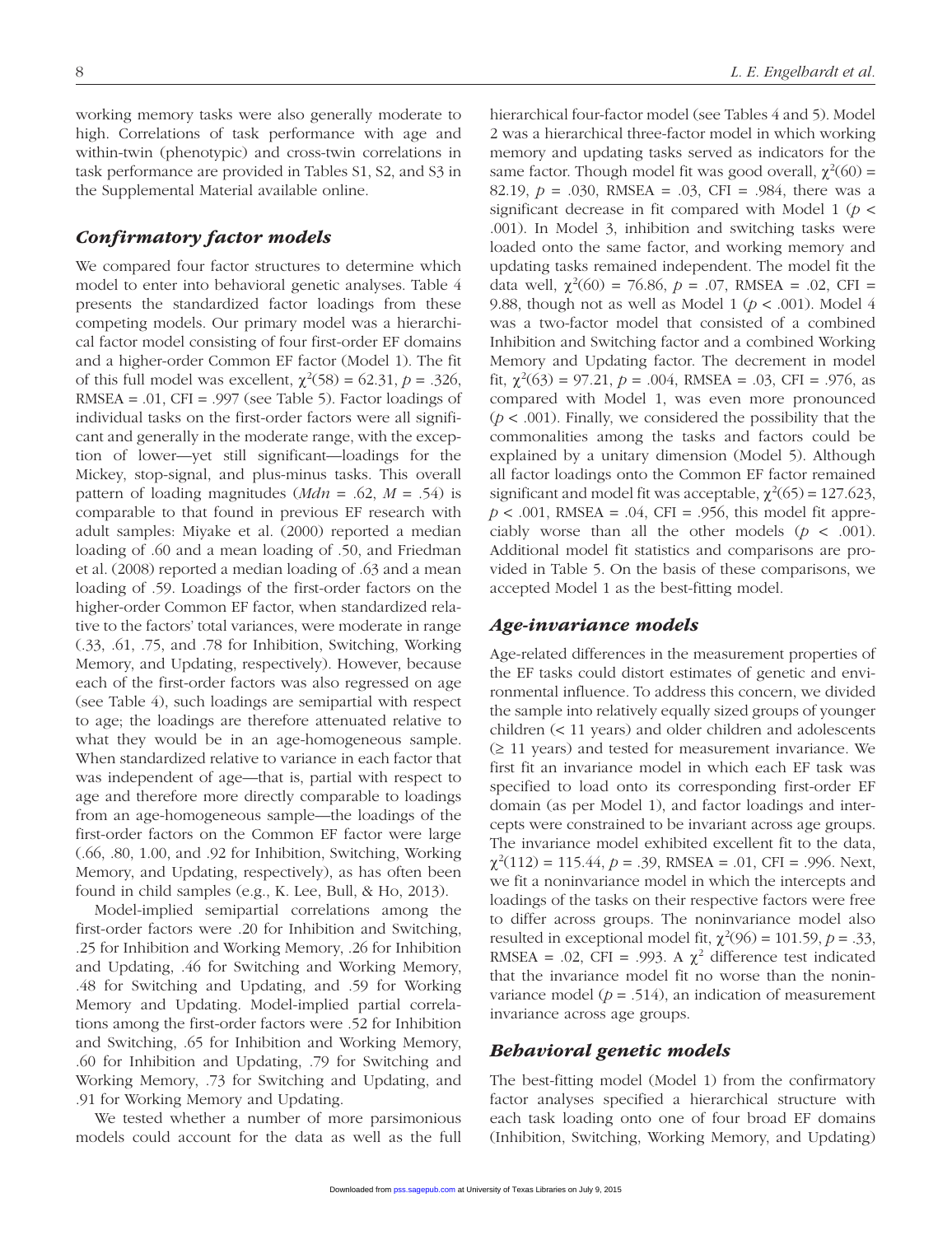working memory tasks were also generally moderate to high. Correlations of task performance with age and within-twin (phenotypic) and cross-twin correlations in task performance are provided in Tables S1, S2, and S3 in the Supplemental Material available online.

## *Confirmatory factor models*

We compared four factor structures to determine which model to enter into behavioral genetic analyses. Table 4 presents the standardized factor loadings from these competing models. Our primary model was a hierarchical factor model consisting of four first-order EF domains and a higher-order Common EF factor (Model 1). The fit of this full model was excellent, $\chi^2(58) = 62.31$, $p = .326$, RMSEA = .01, CFI = .997 (see Table 5). Factor loadings of individual tasks on the first-order factors were all significant and generally in the moderate range, with the exception of lower—yet still significant—loadings for the Mickey, stop-signal, and plus-minus tasks. This overall pattern of loading magnitudes (*Mdn* = .62, *M* = .54) is comparable to that found in previous EF research with adult samples: Miyake et al. (2000) reported a median loading of .60 and a mean loading of .50, and Friedman et al. (2008) reported a median loading of .63 and a mean loading of .59. Loadings of the first-order factors on the higher-order Common EF factor, when standardized relative to the factors' total variances, were moderate in range (.33, .61, .75, and .78 for Inhibition, Switching, Working Memory, and Updating, respectively). However, because each of the first-order factors was also regressed on age (see Table 4), such loadings are semipartial with respect to age; the loadings are therefore attenuated relative to what they would be in an age-homogeneous sample. When standardized relative to variance in each factor that was independent of age—that is, partial with respect to age and therefore more directly comparable to loadings from an age-homogeneous sample—the loadings of the first-order factors on the Common EF factor were large (.66, .80, 1.00, and .92 for Inhibition, Switching, Working Memory, and Updating, respectively), as has often been found in child samples (e.g., K. Lee, Bull, & Ho, 2013).

Model-implied semipartial correlations among the first-order factors were .20 for Inhibition and Switching, .25 for Inhibition and Working Memory, .26 for Inhibition and Updating, .46 for Switching and Working Memory, .48 for Switching and Updating, and .59 for Working Memory and Updating. Model-implied partial correlations among the first-order factors were .52 for Inhibition and Switching, .65 for Inhibition and Working Memory, .60 for Inhibition and Updating, .79 for Switching and Working Memory, .73 for Switching and Updating, and .91 for Working Memory and Updating.

We tested whether a number of more parsimonious models could account for the data as well as the full hierarchical four-factor model (see Tables 4 and 5). Model 2 was a hierarchical three-factor model in which working memory and updating tasks served as indicators for the same factor. Though model fit was good overall, $\chi^2(60) = 82.19$, $p = .030$, RMSEA = .03, CFI = .984, there was a significant decrease in fit compared with Model 1 ($p < .001$). In Model 3, inhibition and switching tasks were loaded onto the same factor, and working memory and updating tasks remained independent. The model fit the data well, $\chi^2(60) = 76.86$, $p = .07$, RMSEA = .02, CFI = 9.88, though not as well as Model 1 ($p < .001$). Model 4 was a two-factor model that consisted of a combined Inhibition and Switching factor and a combined Working Memory and Updating factor. The decrement in model fit, $\chi^2(63) = 97.21$, $p = .004$, RMSEA = .03, CFI = .976, as compared with Model 1, was even more pronounced ($p < .001$). Finally, we considered the possibility that the commonalities among the tasks and factors could be explained by a unitary dimension (Model 5). Although all factor loadings onto the Common EF factor remained significant and model fit was acceptable, $\chi^2(65) = 127.623$, $p < .001$, RMSEA = .04, CFI = .956, this model fit appreciably worse than all the other models ($p < .001$). Additional model fit statistics and comparisons are provided in Table 5. On the basis of these comparisons, we accepted Model 1 as the best-fitting model.

## *Age-invariance models*

Age-related differences in the measurement properties of the EF tasks could distort estimates of genetic and environmental influence. To address this concern, we divided the sample into relatively equally sized groups of younger children (< 11 years) and older children and adolescents (≥ 11 years) and tested for measurement invariance. We first fit an invariance model in which each EF task was specified to load onto its corresponding first-order EF domain (as per Model 1), and factor loadings and intercepts were constrained to be invariant across age groups. The invariance model exhibited excellent fit to the data, $\chi^2(112) = 115.44$, $p = .39$, RMSEA = .01, CFI = .996. Next, we fit a noninvariance model in which the intercepts and loadings of the tasks on their respective factors were free to differ across groups. The noninvariance model also resulted in exceptional model fit, $\chi^2(96) = 101.59$, $p = .33$, RMSEA = .02, CFI = .993. A $\chi^2$ difference test indicated that the invariance model fit no worse than the noninvariance model ($p = .514$), an indication of measurement invariance across age groups.

## *Behavioral genetic models*

The best-fitting model (Model 1) from the confirmatory factor analyses specified a hierarchical structure with each task loading onto one of four broad EF domains (Inhibition, Switching, Working Memory, and Updating)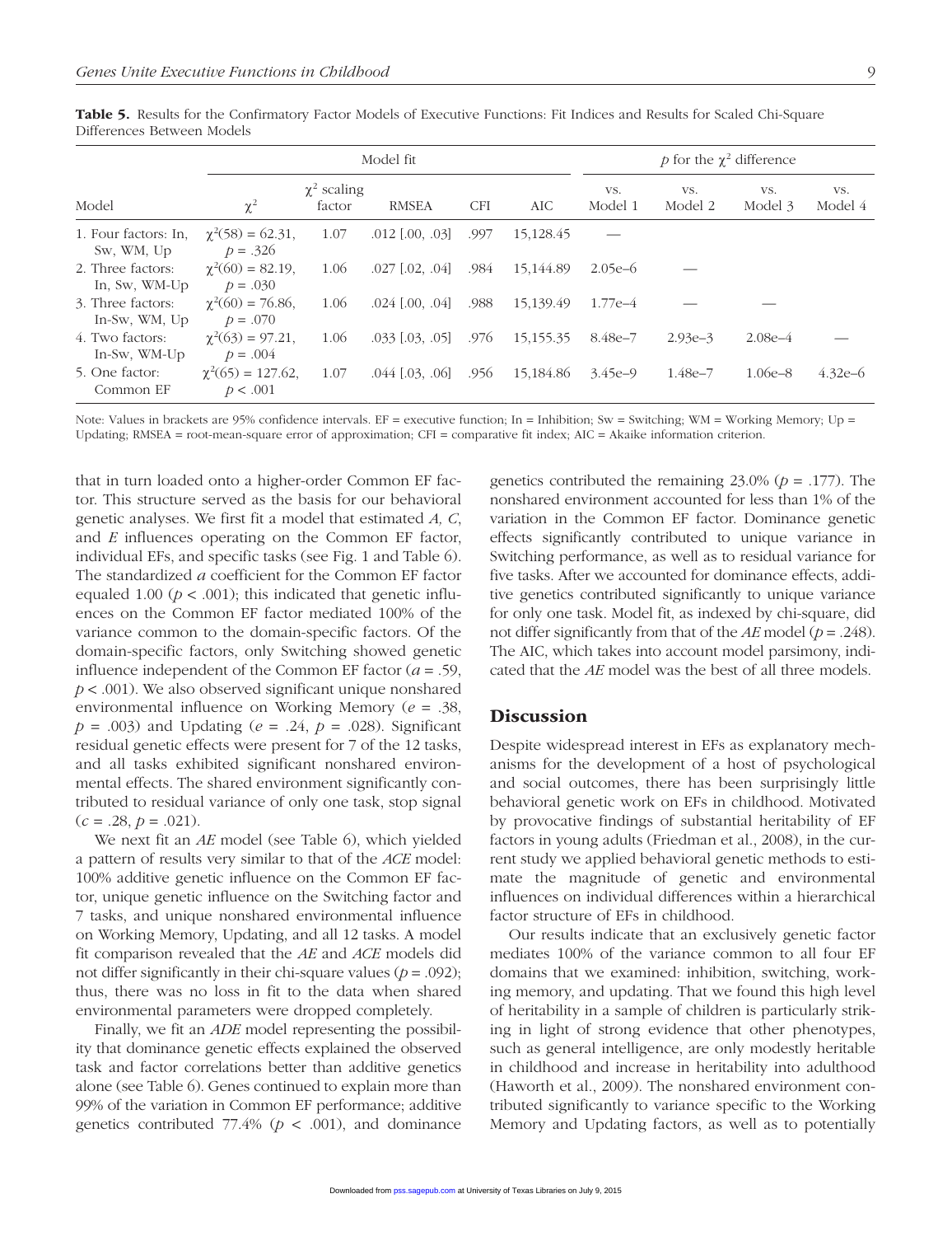**Table 5.** Results for the Confirmatory Factor Models of Executive Functions: Fit Indices and Results for Scaled Chi-Square Differences Between Models

| Model | Model fit | | | | | *p* for the $\chi^2$ difference | | | |
|---|---|---|---|---|---|---|---|---|---|
| | $\chi^2$ | $\chi^2$ scaling factor | RMSEA | CFI | AIC | vs. Model 1 | vs. Model 2 | vs. Model 3 | vs. Model 4 |
| 1. Four factors: In, Sw, WM, Up | $\chi^2(58) = 62.31$, $p = .326$ | 1.07 | .012 [.00, .03] | .997 | 15,128.45 | — | | | |
| 2. Three factors: In, Sw, WM-Up | $\chi^2(60) = 82.19$, $p = .030$ | 1.06 | .027 [.02, .04] | .984 | 15,144.89 | 2.05e–6 | — | | |
| 3. Three factors: In-Sw, WM, Up | $\chi^2(60) = 76.86$, $p = .070$ | 1.06 | .024 [.00, .04] | .988 | 15,139.49 | 1.77e–4 | — | — | |
| 4. Two factors: In-Sw, WM-Up | $\chi^2(63) = 97.21$, $p = .004$ | 1.06 | .033 [.03, .05] | .976 | 15,155.35 | 8.48e–7 | 2.93e–3 | 2.08e–4 | — |
| 5. One factor: Common EF | $\chi^2(65) = 127.62$, $p < .001$ | 1.07 | .044 [.03, .06] | .956 | 15,184.86 | 3.45e–9 | 1.48e–7 | 1.06e–8 | 4.32e–6 |

Note: Values in brackets are 95% confidence intervals. EF = executive function; In = Inhibition; Sw = Switching; WM = Working Memory; Up = Updating; RMSEA = root-mean-square error of approximation; CFI = comparative fit index; AIC = Akaike information criterion.

that in turn loaded onto a higher-order Common EF factor. This structure served as the basis for our behavioral genetic analyses. We first fit a model that estimated *A, C*, and *E* influences operating on the Common EF factor, individual EFs, and specific tasks (see Fig. 1 and Table 6). The standardized *a* coefficient for the Common EF factor equaled 1.00 ($p < .001$); this indicated that genetic influences on the Common EF factor mediated 100% of the variance common to the domain-specific factors. Of the domain-specific factors, only Switching showed genetic influence independent of the Common EF factor ($a = .59$, $p < .001$). We also observed significant unique nonshared environmental influence on Working Memory ($e = .38$, $p = .003$) and Updating ($e = .24$, $p = .028$). Significant residual genetic effects were present for 7 of the 12 tasks, and all tasks exhibited significant nonshared environmental effects. The shared environment significantly contributed to residual variance of only one task, stop signal ($c = .28$, $p = .021$).

We next fit an *AE* model (see Table 6), which yielded a pattern of results very similar to that of the *ACE* model: 100% additive genetic influence on the Common EF factor, unique genetic influence on the Switching factor and 7 tasks, and unique nonshared environmental influence on Working Memory, Updating, and all 12 tasks. A model fit comparison revealed that the *AE* and *ACE* models did not differ significantly in their chi-square values ($p = .092$); thus, there was no loss in fit to the data when shared environmental parameters were dropped completely.

Finally, we fit an *ADE* model representing the possibility that dominance genetic effects explained the observed task and factor correlations better than additive genetics alone (see Table 6). Genes continued to explain more than 99% of the variation in Common EF performance; additive genetics contributed 77.4% ($p < .001$), and dominance genetics contributed the remaining 23.0% ($p = .177$). The nonshared environment accounted for less than 1% of the variation in the Common EF factor. Dominance genetic effects significantly contributed to unique variance in Switching performance, as well as to residual variance for five tasks. After we accounted for dominance effects, additive genetics contributed significantly to unique variance for only one task. Model fit, as indexed by chi-square, did not differ significantly from that of the *AE* model ($p = .248$). The AIC, which takes into account model parsimony, indicated that the *AE* model was the best of all three models.

## Discussion

Despite widespread interest in EFs as explanatory mechanisms for the development of a host of psychological and social outcomes, there has been surprisingly little behavioral genetic work on EFs in childhood. Motivated by provocative findings of substantial heritability of EF factors in young adults (Friedman et al., 2008), in the current study we applied behavioral genetic methods to estimate the magnitude of genetic and environmental influences on individual differences within a hierarchical factor structure of EFs in childhood.

Our results indicate that an exclusively genetic factor mediates 100% of the variance common to all four EF domains that we examined: inhibition, switching, working memory, and updating. That we found this high level of heritability in a sample of children is particularly striking in light of strong evidence that other phenotypes, such as general intelligence, are only modestly heritable in childhood and increase in heritability into adulthood (Haworth et al., 2009). The nonshared environment contributed significantly to variance specific to the Working Memory and Updating factors, as well as to potentially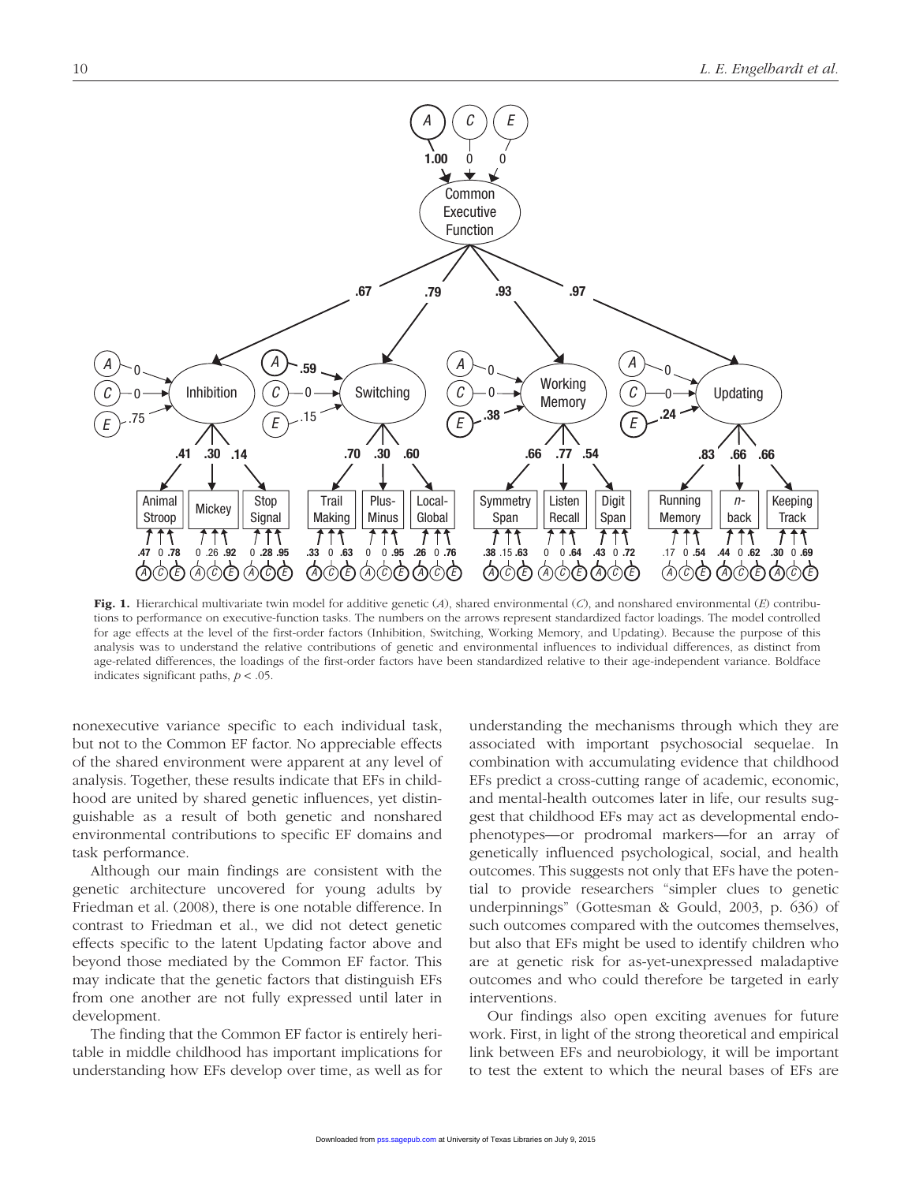**Fig. 1.** Hierarchical multivariate twin model for additive genetic (*A*), shared environmental (*C*), and nonshared environmental (*E*) contributions to performance on executive-function tasks. The numbers on the arrows represent standardized factor loadings. The model controlled for age effects at the level of the first-order factors (Inhibition, Switching, Working Memory, and Updating). Because the purpose of this analysis was to understand the relative contributions of genetic and environmental influences to individual differences, as distinct from age-related differences, the loadings of the first-order factors have been standardized relative to their age-independent variance. Boldface indicates significant paths, $p < .05$.

nonexecutive variance specific to each individual task, but not to the Common EF factor. No appreciable effects of the shared environment were apparent at any level of analysis. Together, these results indicate that EFs in childhood are united by shared genetic influences, yet distinguishable as a result of both genetic and nonshared environmental contributions to specific EF domains and task performance.

Although our main findings are consistent with the genetic architecture uncovered for young adults by Friedman et al. (2008), there is one notable difference. In contrast to Friedman et al., we did not detect genetic effects specific to the latent Updating factor above and beyond those mediated by the Common EF factor. This may indicate that the genetic factors that distinguish EFs from one another are not fully expressed until later in development.

The finding that the Common EF factor is entirely heritable in middle childhood has important implications for understanding how EFs develop over time, as well as for understanding the mechanisms through which they are associated with important psychosocial sequelae. In combination with accumulating evidence that childhood EFs predict a cross-cutting range of academic, economic, and mental-health outcomes later in life, our results suggest that childhood EFs may act as developmental endophenotypes—or prodromal markers—for an array of genetically influenced psychological, social, and health outcomes. This suggests not only that EFs have the potential to provide researchers "simpler clues to genetic underpinnings" (Gottesman & Gould, 2003, p. 636) of such outcomes compared with the outcomes themselves, but also that EFs might be used to identify children who are at genetic risk for as-yet-unexpressed maladaptive outcomes and who could therefore be targeted in early interventions.

Our findings also open exciting avenues for future work. First, in light of the strong theoretical and empirical link between EFs and neurobiology, it will be important to test the extent to which the neural bases of EFs are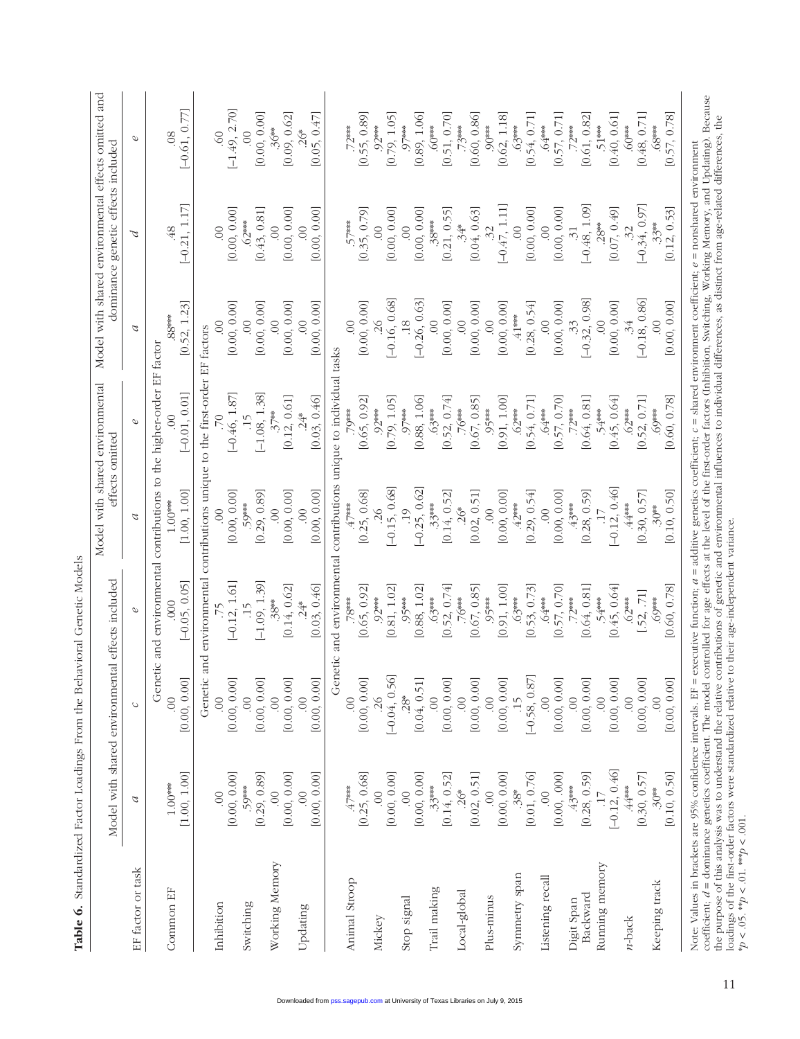**Table 6.** Standardized Factor Loadings From the Behavioral Genetic Models

| EF factor or task | Model with shared environmental effects included | | | Model with shared environmental effects omitted | | Model with shared environmental effects omitted and dominance genetic effects included | | |
|---|---|---|---|---|---|---|---|---|
| | *a* | *c* | *e* | *a* | *e* | *a* | *d* | *e* |
| | Genetic and environmental contributions to the higher-order EF factor | | | | | | | |
| Common EF | 1.00*** [1.00, 1.00] | .00 [0.00, 0.00] | .000 [−0.05, 0.05] | 1.00*** [1.00, 1.00] | .00 [−0.01, 0.01] | .88*** [0.52, 1.23] | .48 [−0.21, 1.17] | .08 [−0.61, 0.77] |
| | Genetic and environmental contributions unique to the first-order EF factors | | | | | | | |
| Inhibition | .00 [0.00, 0.00] | .00 [0.00, 0.00] | .75 [−0.12, 1.61] | .00 [0.00, 0.00] | .70 [−0.46, 1.87] | .00 [0.00, 0.00] | .00 [0.00, 0.00] | .60 [−1.49, 2.70] |
| Switching | .59*** [0.29, 0.89] | .00 [0.00, 0.00] | .15 [−1.09, 1.39] | .59*** [0.29, 0.89] | .15 [−1.08, 1.38] | .00 [0.00, 0.00] | .62*** [0.43, 0.81] | .00 [0.00, 0.00] |
| Working Memory | .00 [0.00, 0.00] | .00 [0.00, 0.00] | .38** [0.14, 0.62] | .00 [0.00, 0.00] | .37** [0.12, 0.61] | .00 [0.00, 0.00] | .00 [0.00, 0.00] | .36** [0.09, 0.62] |
| Updating | .00 [0.00, 0.00] | .00 [0.00, 0.00] | .24* [0.03, 0.46] | .00 [0.00, 0.00] | .24* [0.03, 0.46] | .00 [0.00, 0.00] | .00 [0.00, 0.00] | .26* [0.05, 0.47] |
| | Genetic and environmental contributions unique to individual tasks | | | | | | | |
| Animal Stroop | .47*** [0.25, 0.68] | .00 [0.00, 0.00] | .78*** [0.65, 0.92] | .47*** [0.25, 0.68] | .79*** [0.65, 0.92] | .00 [0.00, 0.00] | .57*** [0.35, 0.79] | .72*** [0.55, 0.89] |
| Mickey | .00 [0.00, 0.00] | .26 [−0.04, 0.56] | .92*** [0.81, 1.02] | .26 [−0.15, 0.68] | .92*** [0.79, 1.05] | .26 [−0.16, 0.68] | .00 [0.00, 0.00] | .92*** [0.79, 1.05] |
| Stop signal | .00 [0.00, 0.00] | .28* [0.04, 0.51] | .95*** [0.88, 1.02] | .19 [−0.25, 0.62] | .97*** [0.88, 1.06] | .18 [−0.26, 0.63] | .00 [0.00, 0.00] | .97*** [0.89, 1.06] |
| Trail making | .33*** [0.14, 0.52] | .00 [0.00, 0.00] | .63*** [0.52, 0.74] | .33*** [0.14, 0.52] | .63*** [0.52, 0.74] | .00 [0.00, 0.00] | .38*** [0.21, 0.55] | .60*** [0.51, 0.70] |
| Local-global | .26* [0.02, 0.51] | .00 [0.00, 0.00] | .76*** [0.67, 0.85] | .26* [0.02, 0.51] | .76*** [0.67, 0.85] | .00 [0.00, 0.00] | .34* [0.04, 0.63] | .73*** [0.60, 0.86] |
| Plus-minus | .00 [0.00, 0.00] | .00 [0.00, 0.00] | .95*** [0.91, 1.00] | .00 [0.00, 0.00] | .95*** [0.91, 1.00] | .00 [0.00, 0.00] | .32 [−0.47, 1.11] | .90*** [0.62, 1.18] |
| Symmetry span | .38* [0.01, 0.76] | .15 [−0.58, 0.87] | .63*** [0.53, 0.73] | .42*** [0.29, 0.54] | .62*** [0.54, 0.71] | .41*** [0.28, 0.54] | .00 [0.00, 0.00] | .63*** [0.54, 0.71] |
| Listening recall | .00 [0.00, .000] | .00 [0.00, 0.00] | .64*** [0.57, 0.70] | .00 [0.00, 0.00] | .64*** [0.57, 0.70] | .00 [0.00, 0.00] | .00 [0.00, 0.00] | .64*** [0.57, 0.71] |
| Digit Span Backward | .43*** [0.28, 0.59] | .00 [0.00, 0.00] | .72*** [0.64, 0.81] | .43*** [0.28, 0.59] | .72*** [0.64, 0.81] | .33 [−0.32, 0.98] | .31 [−0.48, 1.09] | .72*** [0.61, 0.82] |
| Running memory | .17 [−0.12, 0.46] | .00 [0.00, 0.00] | .54*** [0.45, 0.64] | .17 [−0.12, 0.46] | .54*** [0.45, 0.64] | .00 [0.00, 0.00] | .28** [0.07, 0.49] | .51*** [0.40, 0.61] |
| *n*-back | .44*** [0.30, 0.57] | .00 [0.00, 0.00] | .62*** [.52, .71] | .44*** [0.30, 0.57] | .62*** [0.52, 0.71] | .34 [−0.18, 0.86] | .32 [−0.34, 0.97] | .60*** [0.48, 0.71] |
| Keeping track | .30** [0.10, 0.50] | .00 [0.00, 0.00] | .69*** [0.60, 0.78] | .30** [0.10, 0.50] | .69*** [0.60, 0.78] | .00 [0.00, 0.00] | .33** [0.12, 0.53] | .68*** [0.57, 0.78] |

Note: Values in brackets are 95% confidence intervals. EF = executive function; *a* = additive genetics coefficient; *c* = shared environment coefficient; *e* = nonshared environment coefficient; *d* = dominance genetics coefficient. The model controlled for age effects at the level of the first-order factors (Inhibition, Switching, Working Memory, and Updating). Because the purpose of this analysis was to understand the relative contributions of genetic and environmental influences to individual differences, as distinct from age-related differences, the loadings of the first-order factors were standardized relative to their age-independent variance.
*$p < .05$. **$p < .01$. ***$p < .001$.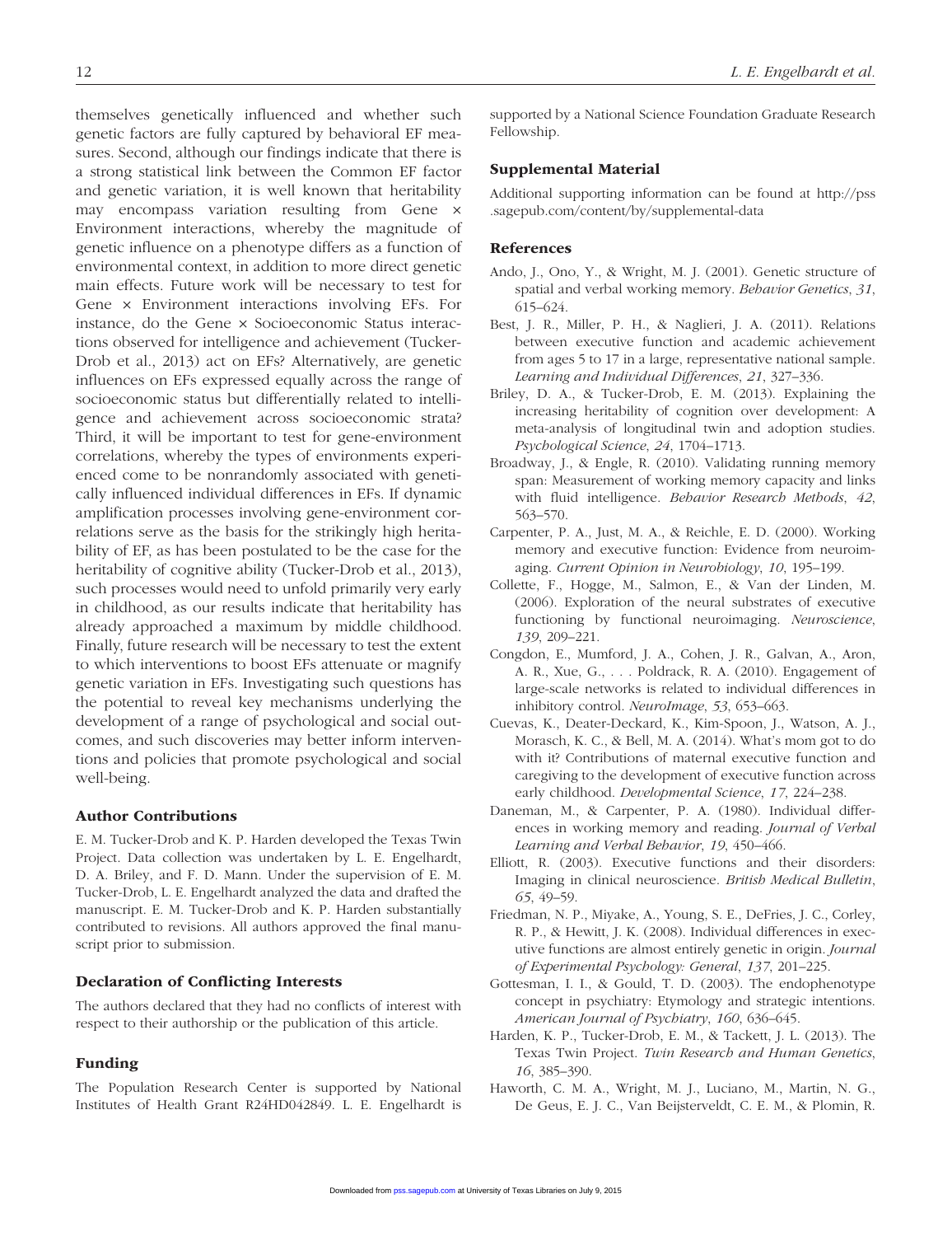themselves genetically influenced and whether such genetic factors are fully captured by behavioral EF measures. Second, although our findings indicate that there is a strong statistical link between the Common EF factor and genetic variation, it is well known that heritability may encompass variation resulting from Gene × Environment interactions, whereby the magnitude of genetic influence on a phenotype differs as a function of environmental context, in addition to more direct genetic main effects. Future work will be necessary to test for Gene × Environment interactions involving EFs. For instance, do the Gene × Socioeconomic Status interactions observed for intelligence and achievement (Tucker-Drob et al., 2013) act on EFs? Alternatively, are genetic influences on EFs expressed equally across the range of socioeconomic status but differentially related to intelligence and achievement across socioeconomic strata? Third, it will be important to test for gene-environment correlations, whereby the types of environments experienced come to be nonrandomly associated with genetically influenced individual differences in EFs. If dynamic amplification processes involving gene-environment correlations serve as the basis for the strikingly high heritability of EF, as has been postulated to be the case for the heritability of cognitive ability (Tucker-Drob et al., 2013), such processes would need to unfold primarily very early in childhood, as our results indicate that heritability has already approached a maximum by middle childhood. Finally, future research will be necessary to test the extent to which interventions to boost EFs attenuate or magnify genetic variation in EFs. Investigating such questions has the potential to reveal key mechanisms underlying the development of a range of psychological and social outcomes, and such discoveries may better inform interventions and policies that promote psychological and social well-being.

### Author Contributions

E. M. Tucker-Drob and K. P. Harden developed the Texas Twin Project. Data collection was undertaken by L. E. Engelhardt, D. A. Briley, and F. D. Mann. Under the supervision of E. M. Tucker-Drob, L. E. Engelhardt analyzed the data and drafted the manuscript. E. M. Tucker-Drob and K. P. Harden substantially contributed to revisions. All authors approved the final manuscript prior to submission.

### Declaration of Conflicting Interests

The authors declared that they had no conflicts of interest with respect to their authorship or the publication of this article.

### Funding

The Population Research Center is supported by National Institutes of Health Grant R24HD042849. L. E. Engelhardt is supported by a National Science Foundation Graduate Research Fellowship.

### Supplemental Material

Additional supporting information can be found at http://pss.sagepub.com/content/by/supplemental-data

### References

Ando, J., Ono, Y., & Wright, M. J. (2001). Genetic structure of spatial and verbal working memory. *Behavior Genetics*, *31*, 615–624.

Best, J. R., Miller, P. H., & Naglieri, J. A. (2011). Relations between executive function and academic achievement from ages 5 to 17 in a large, representative national sample. *Learning and Individual Differences*, *21*, 327–336.

Briley, D. A., & Tucker-Drob, E. M. (2013). Explaining the increasing heritability of cognition over development: A meta-analysis of longitudinal twin and adoption studies. *Psychological Science*, *24*, 1704–1713.

Broadway, J., & Engle, R. (2010). Validating running memory span: Measurement of working memory capacity and links with fluid intelligence. *Behavior Research Methods*, *42*, 563–570.

Carpenter, P. A., Just, M. A., & Reichle, E. D. (2000). Working memory and executive function: Evidence from neuroimaging. *Current Opinion in Neurobiology*, *10*, 195–199.

Collette, F., Hogge, M., Salmon, E., & Van der Linden, M. (2006). Exploration of the neural substrates of executive functioning by functional neuroimaging. *Neuroscience*, *139*, 209–221.

Congdon, E., Mumford, J. A., Cohen, J. R., Galvan, A., Aron, A. R., Xue, G., . . . Poldrack, R. A. (2010). Engagement of large-scale networks is related to individual differences in inhibitory control. *NeuroImage*, *53*, 653–663.

Cuevas, K., Deater-Deckard, K., Kim-Spoon, J., Watson, A. J., Morasch, K. C., & Bell, M. A. (2014). What's mom got to do with it? Contributions of maternal executive function and caregiving to the development of executive function across early childhood. *Developmental Science*, *17*, 224–238.

Daneman, M., & Carpenter, P. A. (1980). Individual differences in working memory and reading. *Journal of Verbal Learning and Verbal Behavior*, *19*, 450–466.

Elliott, R. (2003). Executive functions and their disorders: Imaging in clinical neuroscience. *British Medical Bulletin*, *65*, 49–59.

Friedman, N. P., Miyake, A., Young, S. E., DeFries, J. C., Corley, R. P., & Hewitt, J. K. (2008). Individual differences in executive functions are almost entirely genetic in origin. *Journal of Experimental Psychology: General*, *137*, 201–225.

Gottesman, I. I., & Gould, T. D. (2003). The endophenotype concept in psychiatry: Etymology and strategic intentions. *American Journal of Psychiatry*, *160*, 636–645.

Harden, K. P., Tucker-Drob, E. M., & Tackett, J. L. (2013). The Texas Twin Project. *Twin Research and Human Genetics*, *16*, 385–390.

Haworth, C. M. A., Wright, M. J., Luciano, M., Martin, N. G., De Geus, E. J. C., Van Beijsterveldt, C. E. M., & Plomin, R.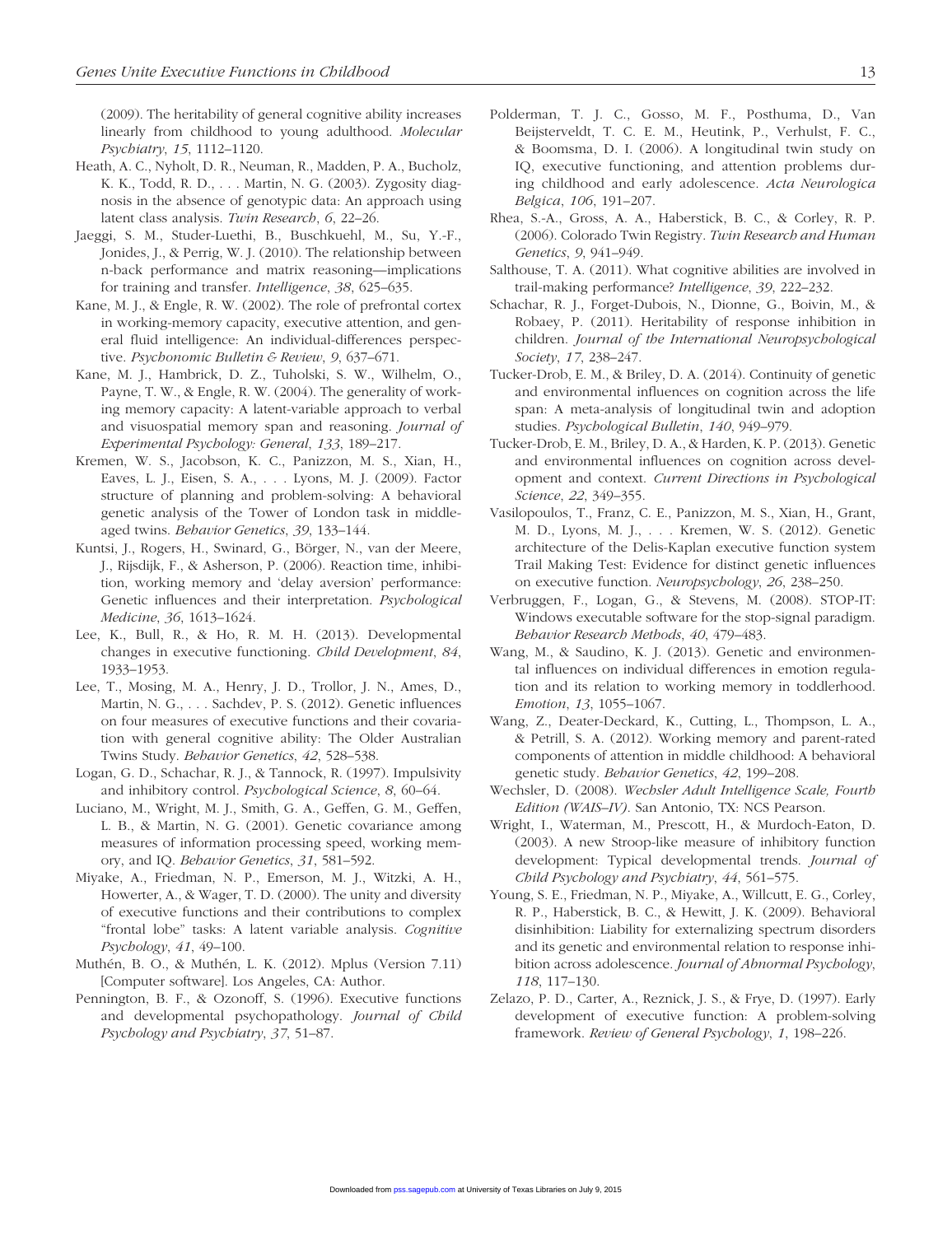(2009). The heritability of general cognitive ability increases linearly from childhood to young adulthood. *Molecular Psychiatry*, *15*, 1112–1120.

Heath, A. C., Nyholt, D. R., Neuman, R., Madden, P. A., Bucholz, K. K., Todd, R. D., . . . Martin, N. G. (2003). Zygosity diagnosis in the absence of genotypic data: An approach using latent class analysis. *Twin Research*, *6*, 22–26.

Jaeggi, S. M., Studer-Luethi, B., Buschkuehl, M., Su, Y.-F., Jonides, J., & Perrig, W. J. (2010). The relationship between n-back performance and matrix reasoning—implications for training and transfer. *Intelligence*, *38*, 625–635.

Kane, M. J., & Engle, R. W. (2002). The role of prefrontal cortex in working-memory capacity, executive attention, and general fluid intelligence: An individual-differences perspective. *Psychonomic Bulletin & Review*, *9*, 637–671.

Kane, M. J., Hambrick, D. Z., Tuholski, S. W., Wilhelm, O., Payne, T. W., & Engle, R. W. (2004). The generality of working memory capacity: A latent-variable approach to verbal and visuospatial memory span and reasoning. *Journal of Experimental Psychology: General*, *133*, 189–217.

Kremen, W. S., Jacobson, K. C., Panizzon, M. S., Xian, H., Eaves, L. J., Eisen, S. A., . . . Lyons, M. J. (2009). Factor structure of planning and problem-solving: A behavioral genetic analysis of the Tower of London task in middle-aged twins. *Behavior Genetics*, *39*, 133–144.

Kuntsi, J., Rogers, H., Swinard, G., Börger, N., van der Meere, J., Rijsdijk, F., & Asherson, P. (2006). Reaction time, inhibition, working memory and 'delay aversion' performance: Genetic influences and their interpretation. *Psychological Medicine*, *36*, 1613–1624.

Lee, K., Bull, R., & Ho, R. M. H. (2013). Developmental changes in executive functioning. *Child Development*, *84*, 1933–1953.

Lee, T., Mosing, M. A., Henry, J. D., Trollor, J. N., Ames, D., Martin, N. G., . . . Sachdev, P. S. (2012). Genetic influences on four measures of executive functions and their covariation with general cognitive ability: The Older Australian Twins Study. *Behavior Genetics*, *42*, 528–538.

Logan, G. D., Schachar, R. J., & Tannock, R. (1997). Impulsivity and inhibitory control. *Psychological Science*, *8*, 60–64.

Luciano, M., Wright, M. J., Smith, G. A., Geffen, G. M., Geffen, L. B., & Martin, N. G. (2001). Genetic covariance among measures of information processing speed, working memory, and IQ. *Behavior Genetics*, *31*, 581–592.

Miyake, A., Friedman, N. P., Emerson, M. J., Witzki, A. H., Howerter, A., & Wager, T. D. (2000). The unity and diversity of executive functions and their contributions to complex "frontal lobe" tasks: A latent variable analysis. *Cognitive Psychology*, *41*, 49–100.

Muthén, B. O., & Muthén, L. K. (2012). Mplus (Version 7.11) [Computer software]. Los Angeles, CA: Author.

Pennington, B. F., & Ozonoff, S. (1996). Executive functions and developmental psychopathology. *Journal of Child Psychology and Psychiatry*, *37*, 51–87.

Polderman, T. J. C., Gosso, M. F., Posthuma, D., Van Beijsterveldt, T. C. E. M., Heutink, P., Verhulst, F. C., & Boomsma, D. I. (2006). A longitudinal twin study on IQ, executive functioning, and attention problems during childhood and early adolescence. *Acta Neurologica Belgica*, *106*, 191–207.

Rhea, S.-A., Gross, A. A., Haberstick, B. C., & Corley, R. P. (2006). Colorado Twin Registry. *Twin Research and Human Genetics*, *9*, 941–949.

Salthouse, T. A. (2011). What cognitive abilities are involved in trail-making performance? *Intelligence*, *39*, 222–232.

Schachar, R. J., Forget-Dubois, N., Dionne, G., Boivin, M., & Robaey, P. (2011). Heritability of response inhibition in children. *Journal of the International Neuropsychological Society*, *17*, 238–247.

Tucker-Drob, E. M., & Briley, D. A. (2014). Continuity of genetic and environmental influences on cognition across the life span: A meta-analysis of longitudinal twin and adoption studies. *Psychological Bulletin*, *140*, 949–979.

Tucker-Drob, E. M., Briley, D. A., & Harden, K. P. (2013). Genetic and environmental influences on cognition across development and context. *Current Directions in Psychological Science*, *22*, 349–355.

Vasilopoulos, T., Franz, C. E., Panizzon, M. S., Xian, H., Grant, M. D., Lyons, M. J., . . . Kremen, W. S. (2012). Genetic architecture of the Delis-Kaplan executive function system Trail Making Test: Evidence for distinct genetic influences on executive function. *Neuropsychology*, *26*, 238–250.

Verbruggen, F., Logan, G., & Stevens, M. (2008). STOP-IT: Windows executable software for the stop-signal paradigm. *Behavior Research Methods*, *40*, 479–483.

Wang, M., & Saudino, K. J. (2013). Genetic and environmental influences on individual differences in emotion regulation and its relation to working memory in toddlerhood. *Emotion*, *13*, 1055–1067.

Wang, Z., Deater-Deckard, K., Cutting, L., Thompson, L. A., & Petrill, S. A. (2012). Working memory and parent-rated components of attention in middle childhood: A behavioral genetic study. *Behavior Genetics*, *42*, 199–208.

Wechsler, D. (2008). *Wechsler Adult Intelligence Scale, Fourth Edition (WAIS–IV)*. San Antonio, TX: NCS Pearson.

Wright, I., Waterman, M., Prescott, H., & Murdoch-Eaton, D. (2003). A new Stroop-like measure of inhibitory function development: Typical developmental trends. *Journal of Child Psychology and Psychiatry*, *44*, 561–575.

Young, S. E., Friedman, N. P., Miyake, A., Willcutt, E. G., Corley, R. P., Haberstick, B. C., & Hewitt, J. K. (2009). Behavioral disinhibition: Liability for externalizing spectrum disorders and its genetic and environmental relation to response inhibition across adolescence. *Journal of Abnormal Psychology*, *118*, 117–130.

Zelazo, P. D., Carter, A., Reznick, J. S., & Frye, D. (1997). Early development of executive function: A problem-solving framework. *Review of General Psychology*, *1*, 198–226.